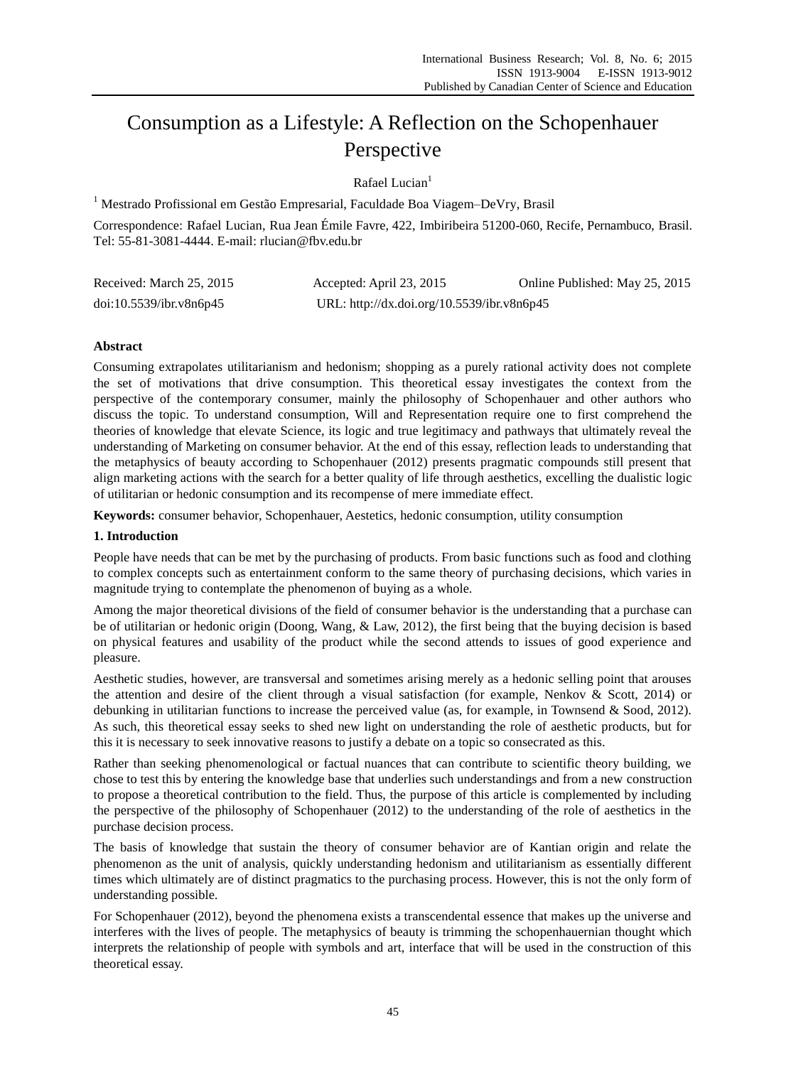# Consumption as a Lifestyle: A Reflection on the Schopenhauer Perspective

Rafael Lucian[1]

[1] Mestrado Profissional em Gestão Empresarial, Faculdade Boa Viagem–DeVry, Brasil

Correspondence: Rafael Lucian, Rua Jean Émile Favre, 422, Imbiribeira 51200-060, Recife, Pernambuco, Brasil. Tel: 55-81-3081-4444. E-mail: rlucian@fbv.edu.br

Received: March 25, 2015 Accepted: April 23, 2015 Online Published: May 25, 2015

doi:10.5539/ibr.v8n6p45 URL: http://dx.doi.org/10.5539/ibr.v8n6p45

**Abstract**

Consuming extrapolates utilitarianism and hedonism; shopping as a purely rational activity does not complete the set of motivations that drive consumption. This theoretical essay investigates the context from the perspective of the contemporary consumer, mainly the philosophy of Schopenhauer and other authors who discuss the topic. To understand consumption, Will and Representation require one to first comprehend the theories of knowledge that elevate Science, its logic and true legitimacy and pathways that ultimately reveal the understanding of Marketing on consumer behavior. At the end of this essay, reflection leads to understanding that the metaphysics of beauty according to Schopenhauer (2012) presents pragmatic compounds still present that align marketing actions with the search for a better quality of life through aesthetics, excelling the dualistic logic of utilitarian or hedonic consumption and its recompense of mere immediate effect.

**Keywords:** consumer behavior, Schopenhauer, Aestetics, hedonic consumption, utility consumption

## 1. Introduction

People have needs that can be met by the purchasing of products. From basic functions such as food and clothing to complex concepts such as entertainment conform to the same theory of purchasing decisions, which varies in magnitude trying to contemplate the phenomenon of buying as a whole.

Among the major theoretical divisions of the field of consumer behavior is the understanding that a purchase can be of utilitarian or hedonic origin (Doong, Wang, & Law, 2012), the first being that the buying decision is based on physical features and usability of the product while the second attends to issues of good experience and pleasure.

Aesthetic studies, however, are transversal and sometimes arising merely as a hedonic selling point that arouses the attention and desire of the client through a visual satisfaction (for example, Nenkov & Scott, 2014) or debunking in utilitarian functions to increase the perceived value (as, for example, in Townsend & Sood, 2012). As such, this theoretical essay seeks to shed new light on understanding the role of aesthetic products, but for this it is necessary to seek innovative reasons to justify a debate on a topic so consecrated as this.

Rather than seeking phenomenological or factual nuances that can contribute to scientific theory building, we chose to test this by entering the knowledge base that underlies such understandings and from a new construction to propose a theoretical contribution to the field. Thus, the purpose of this article is complemented by including the perspective of the philosophy of Schopenhauer (2012) to the understanding of the role of aesthetics in the purchase decision process.

The basis of knowledge that sustain the theory of consumer behavior are of Kantian origin and relate the phenomenon as the unit of analysis, quickly understanding hedonism and utilitarianism as essentially different times which ultimately are of distinct pragmatics to the purchasing process. However, this is not the only form of understanding possible.

For Schopenhauer (2012), beyond the phenomena exists a transcendental essence that makes up the universe and interferes with the lives of people. The metaphysics of beauty is trimming the schopenhauernian thought which interprets the relationship of people with symbols and art, interface that will be used in the construction of this theoretical essay.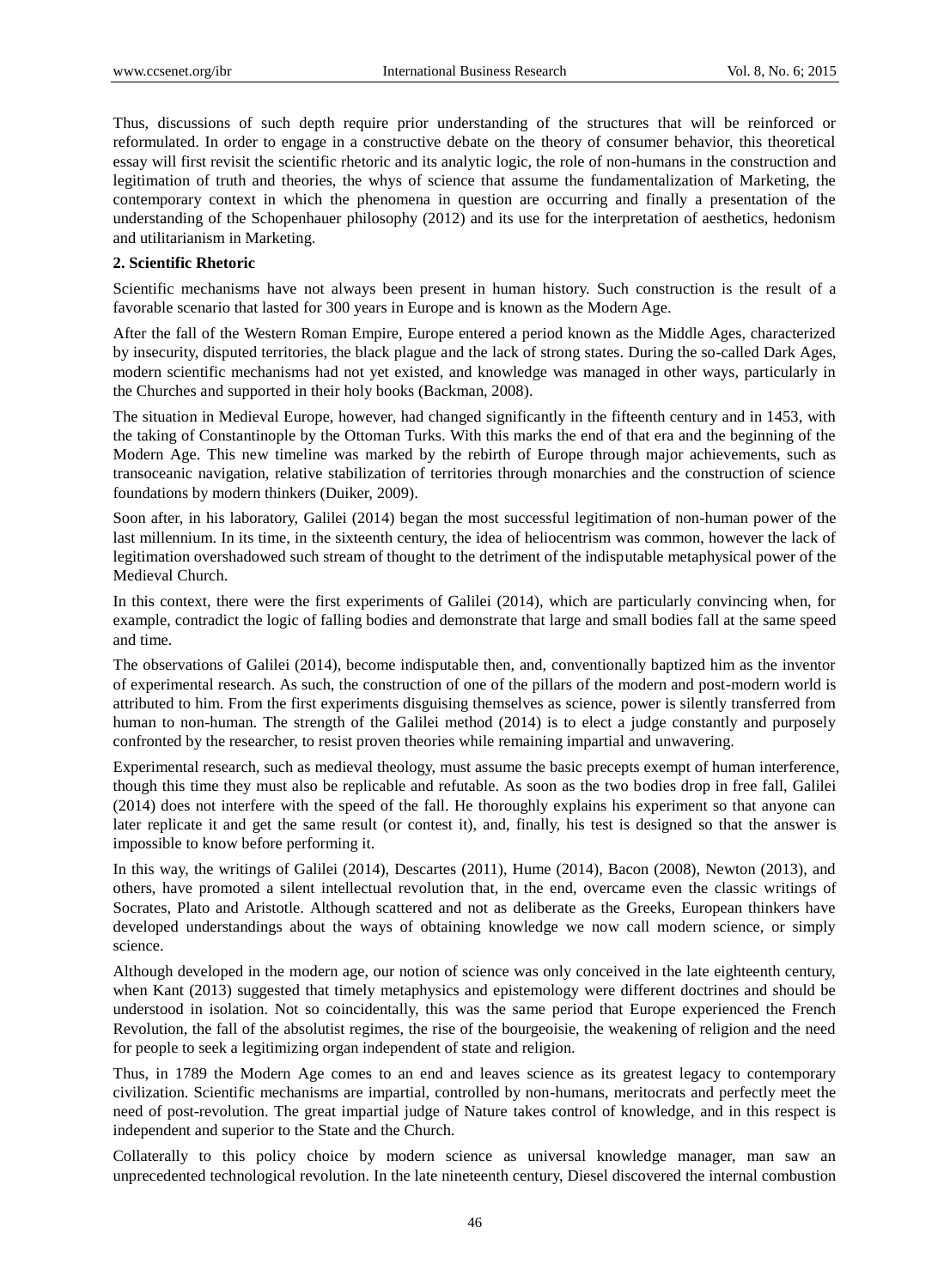Thus, discussions of such depth require prior understanding of the structures that will be reinforced or reformulated. In order to engage in a constructive debate on the theory of consumer behavior, this theoretical essay will first revisit the scientific rhetoric and its analytic logic, the role of non-humans in the construction and legitimation of truth and theories, the whys of science that assume the fundamentalization of Marketing, the contemporary context in which the phenomena in question are occurring and finally a presentation of the understanding of the Schopenhauer philosophy (2012) and its use for the interpretation of aesthetics, hedonism and utilitarianism in Marketing.

## 2. Scientific Rhetoric

Scientific mechanisms have not always been present in human history. Such construction is the result of a favorable scenario that lasted for 300 years in Europe and is known as the Modern Age.

After the fall of the Western Roman Empire, Europe entered a period known as the Middle Ages, characterized by insecurity, disputed territories, the black plague and the lack of strong states. During the so-called Dark Ages, modern scientific mechanisms had not yet existed, and knowledge was managed in other ways, particularly in the Churches and supported in their holy books (Backman, 2008).

The situation in Medieval Europe, however, had changed significantly in the fifteenth century and in 1453, with the taking of Constantinople by the Ottoman Turks. With this marks the end of that era and the beginning of the Modern Age. This new timeline was marked by the rebirth of Europe through major achievements, such as transoceanic navigation, relative stabilization of territories through monarchies and the construction of science foundations by modern thinkers (Duiker, 2009).

Soon after, in his laboratory, Galilei (2014) began the most successful legitimation of non-human power of the last millennium. In its time, in the sixteenth century, the idea of heliocentrism was common, however the lack of legitimation overshadowed such stream of thought to the detriment of the indisputable metaphysical power of the Medieval Church.

In this context, there were the first experiments of Galilei (2014), which are particularly convincing when, for example, contradict the logic of falling bodies and demonstrate that large and small bodies fall at the same speed and time.

The observations of Galilei (2014), become indisputable then, and, conventionally baptized him as the inventor of experimental research. As such, the construction of one of the pillars of the modern and post-modern world is attributed to him. From the first experiments disguising themselves as science, power is silently transferred from human to non-human. The strength of the Galilei method (2014) is to elect a judge constantly and purposely confronted by the researcher, to resist proven theories while remaining impartial and unwavering.

Experimental research, such as medieval theology, must assume the basic precepts exempt of human interference, though this time they must also be replicable and refutable. As soon as the two bodies drop in free fall, Galilei (2014) does not interfere with the speed of the fall. He thoroughly explains his experiment so that anyone can later replicate it and get the same result (or contest it), and, finally, his test is designed so that the answer is impossible to know before performing it.

In this way, the writings of Galilei (2014), Descartes (2011), Hume (2014), Bacon (2008), Newton (2013), and others, have promoted a silent intellectual revolution that, in the end, overcame even the classic writings of Socrates, Plato and Aristotle. Although scattered and not as deliberate as the Greeks, European thinkers have developed understandings about the ways of obtaining knowledge we now call modern science, or simply science.

Although developed in the modern age, our notion of science was only conceived in the late eighteenth century, when Kant (2013) suggested that timely metaphysics and epistemology were different doctrines and should be understood in isolation. Not so coincidentally, this was the same period that Europe experienced the French Revolution, the fall of the absolutist regimes, the rise of the bourgeoisie, the weakening of religion and the need for people to seek a legitimizing organ independent of state and religion.

Thus, in 1789 the Modern Age comes to an end and leaves science as its greatest legacy to contemporary civilization. Scientific mechanisms are impartial, controlled by non-humans, meritocrats and perfectly meet the need of post-revolution. The great impartial judge of Nature takes control of knowledge, and in this respect is independent and superior to the State and the Church.

Collaterally to this policy choice by modern science as universal knowledge manager, man saw an unprecedented technological revolution. In the late nineteenth century, Diesel discovered the internal combustion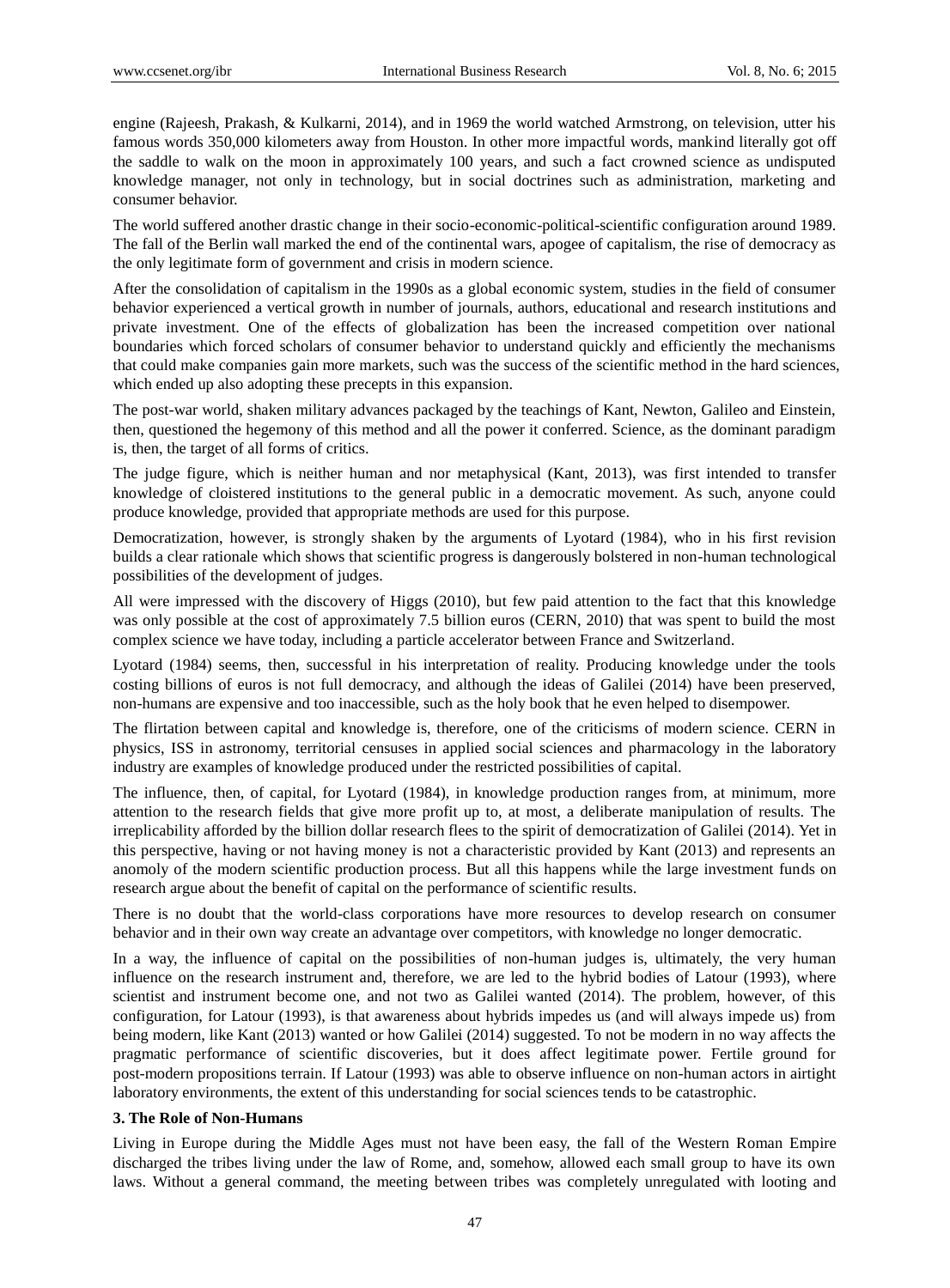engine (Rajeesh, Prakash, & Kulkarni, 2014), and in 1969 the world watched Armstrong, on television, utter his famous words 350,000 kilometers away from Houston. In other more impactful words, mankind literally got off the saddle to walk on the moon in approximately 100 years, and such a fact crowned science as undisputed knowledge manager, not only in technology, but in social doctrines such as administration, marketing and consumer behavior.

The world suffered another drastic change in their socio-economic-political-scientific configuration around 1989. The fall of the Berlin wall marked the end of the continental wars, apogee of capitalism, the rise of democracy as the only legitimate form of government and crisis in modern science.

After the consolidation of capitalism in the 1990s as a global economic system, studies in the field of consumer behavior experienced a vertical growth in number of journals, authors, educational and research institutions and private investment. One of the effects of globalization has been the increased competition over national boundaries which forced scholars of consumer behavior to understand quickly and efficiently the mechanisms that could make companies gain more markets, such was the success of the scientific method in the hard sciences, which ended up also adopting these precepts in this expansion.

The post-war world, shaken military advances packaged by the teachings of Kant, Newton, Galileo and Einstein, then, questioned the hegemony of this method and all the power it conferred. Science, as the dominant paradigm is, then, the target of all forms of critics.

The judge figure, which is neither human and nor metaphysical (Kant, 2013), was first intended to transfer knowledge of cloistered institutions to the general public in a democratic movement. As such, anyone could produce knowledge, provided that appropriate methods are used for this purpose.

Democratization, however, is strongly shaken by the arguments of Lyotard (1984), who in his first revision builds a clear rationale which shows that scientific progress is dangerously bolstered in non-human technological possibilities of the development of judges.

All were impressed with the discovery of Higgs (2010), but few paid attention to the fact that this knowledge was only possible at the cost of approximately 7.5 billion euros (CERN, 2010) that was spent to build the most complex science we have today, including a particle accelerator between France and Switzerland.

Lyotard (1984) seems, then, successful in his interpretation of reality. Producing knowledge under the tools costing billions of euros is not full democracy, and although the ideas of Galilei (2014) have been preserved, non-humans are expensive and too inaccessible, such as the holy book that he even helped to disempower.

The flirtation between capital and knowledge is, therefore, one of the criticisms of modern science. CERN in physics, ISS in astronomy, territorial censuses in applied social sciences and pharmacology in the laboratory industry are examples of knowledge produced under the restricted possibilities of capital.

The influence, then, of capital, for Lyotard (1984), in knowledge production ranges from, at minimum, more attention to the research fields that give more profit up to, at most, a deliberate manipulation of results. The irreplicability afforded by the billion dollar research flees to the spirit of democratization of Galilei (2014). Yet in this perspective, having or not having money is not a characteristic provided by Kant (2013) and represents an anomoly of the modern scientific production process. But all this happens while the large investment funds on research argue about the benefit of capital on the performance of scientific results.

There is no doubt that the world-class corporations have more resources to develop research on consumer behavior and in their own way create an advantage over competitors, with knowledge no longer democratic.

In a way, the influence of capital on the possibilities of non-human judges is, ultimately, the very human influence on the research instrument and, therefore, we are led to the hybrid bodies of Latour (1993), where scientist and instrument become one, and not two as Galilei wanted (2014). The problem, however, of this configuration, for Latour (1993), is that awareness about hybrids impedes us (and will always impede us) from being modern, like Kant (2013) wanted or how Galilei (2014) suggested. To not be modern in no way affects the pragmatic performance of scientific discoveries, but it does affect legitimate power. Fertile ground for post-modern propositions terrain. If Latour (1993) was able to observe influence on non-human actors in airtight laboratory environments, the extent of this understanding for social sciences tends to be catastrophic.

## 3. The Role of Non-Humans

Living in Europe during the Middle Ages must not have been easy, the fall of the Western Roman Empire discharged the tribes living under the law of Rome, and, somehow, allowed each small group to have its own laws. Without a general command, the meeting between tribes was completely unregulated with looting and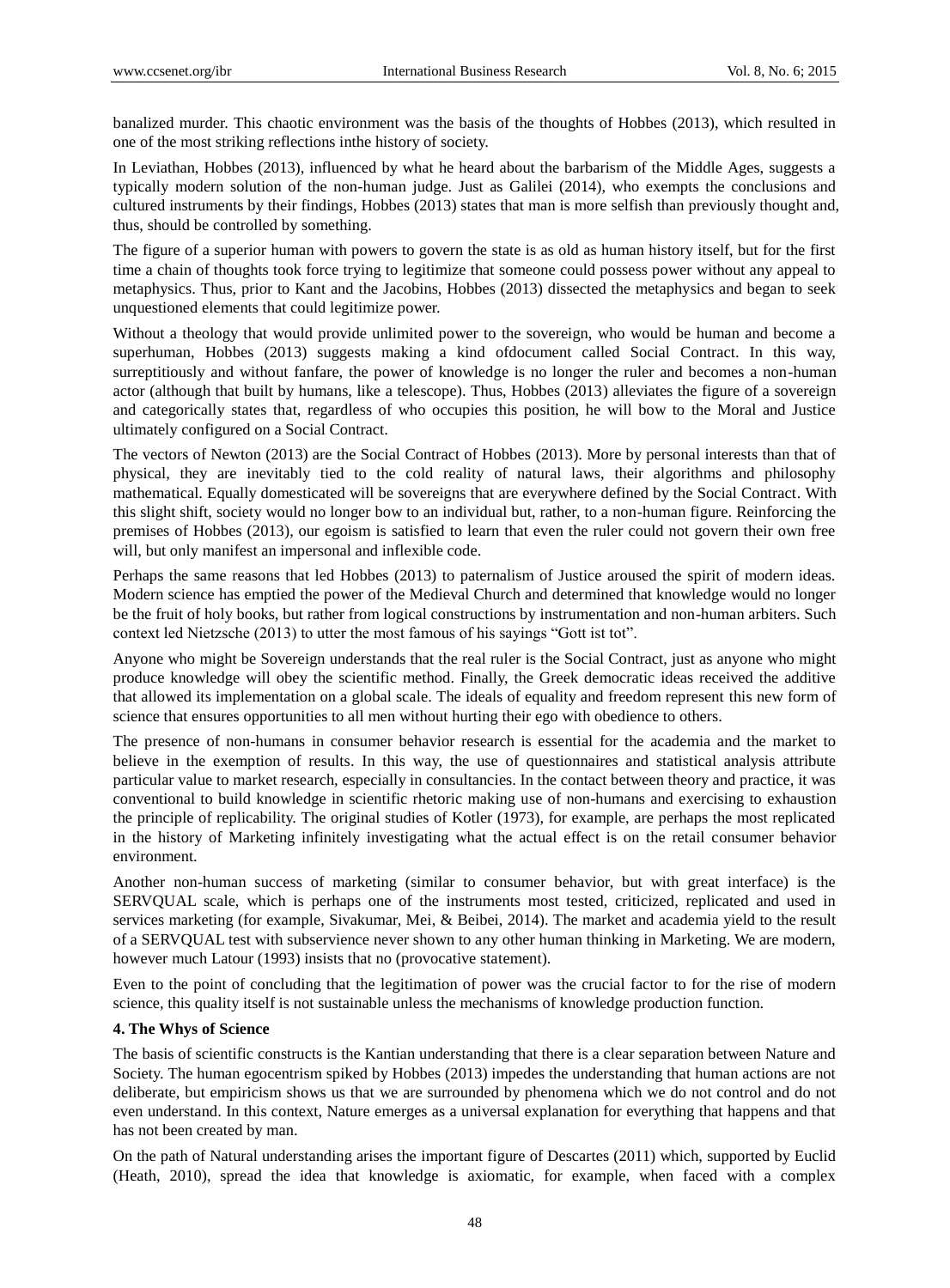banalized murder. This chaotic environment was the basis of the thoughts of Hobbes (2013), which resulted in one of the most striking reflections inthe history of society.

In Leviathan, Hobbes (2013), influenced by what he heard about the barbarism of the Middle Ages, suggests a typically modern solution of the non-human judge. Just as Galilei (2014), who exempts the conclusions and cultured instruments by their findings, Hobbes (2013) states that man is more selfish than previously thought and, thus, should be controlled by something.

The figure of a superior human with powers to govern the state is as old as human history itself, but for the first time a chain of thoughts took force trying to legitimize that someone could possess power without any appeal to metaphysics. Thus, prior to Kant and the Jacobins, Hobbes (2013) dissected the metaphysics and began to seek unquestioned elements that could legitimize power.

Without a theology that would provide unlimited power to the sovereign, who would be human and become a superhuman, Hobbes (2013) suggests making a kind ofdocument called Social Contract. In this way, surreptitiously and without fanfare, the power of knowledge is no longer the ruler and becomes a non-human actor (although that built by humans, like a telescope). Thus, Hobbes (2013) alleviates the figure of a sovereign and categorically states that, regardless of who occupies this position, he will bow to the Moral and Justice ultimately configured on a Social Contract.

The vectors of Newton (2013) are the Social Contract of Hobbes (2013). More by personal interests than that of physical, they are inevitably tied to the cold reality of natural laws, their algorithms and philosophy mathematical. Equally domesticated will be sovereigns that are everywhere defined by the Social Contract. With this slight shift, society would no longer bow to an individual but, rather, to a non-human figure. Reinforcing the premises of Hobbes (2013), our egoism is satisfied to learn that even the ruler could not govern their own free will, but only manifest an impersonal and inflexible code.

Perhaps the same reasons that led Hobbes (2013) to paternalism of Justice aroused the spirit of modern ideas. Modern science has emptied the power of the Medieval Church and determined that knowledge would no longer be the fruit of holy books, but rather from logical constructions by instrumentation and non-human arbiters. Such context led Nietzsche (2013) to utter the most famous of his sayings "Gott ist tot".

Anyone who might be Sovereign understands that the real ruler is the Social Contract, just as anyone who might produce knowledge will obey the scientific method. Finally, the Greek democratic ideas received the additive that allowed its implementation on a global scale. The ideals of equality and freedom represent this new form of science that ensures opportunities to all men without hurting their ego with obedience to others.

The presence of non-humans in consumer behavior research is essential for the academia and the market to believe in the exemption of results. In this way, the use of questionnaires and statistical analysis attribute particular value to market research, especially in consultancies. In the contact between theory and practice, it was conventional to build knowledge in scientific rhetoric making use of non-humans and exercising to exhaustion the principle of replicability. The original studies of Kotler (1973), for example, are perhaps the most replicated in the history of Marketing infinitely investigating what the actual effect is on the retail consumer behavior environment.

Another non-human success of marketing (similar to consumer behavior, but with great interface) is the SERVQUAL scale, which is perhaps one of the instruments most tested, criticized, replicated and used in services marketing (for example, Sivakumar, Mei, & Beibei, 2014). The market and academia yield to the result of a SERVQUAL test with subservience never shown to any other human thinking in Marketing. We are modern, however much Latour (1993) insists that no (provocative statement).

Even to the point of concluding that the legitimation of power was the crucial factor to for the rise of modern science, this quality itself is not sustainable unless the mechanisms of knowledge production function.

## 4. The Whys of Science

The basis of scientific constructs is the Kantian understanding that there is a clear separation between Nature and Society. The human egocentrism spiked by Hobbes (2013) impedes the understanding that human actions are not deliberate, but empiricism shows us that we are surrounded by phenomena which we do not control and do not even understand. In this context, Nature emerges as a universal explanation for everything that happens and that has not been created by man.

On the path of Natural understanding arises the important figure of Descartes (2011) which, supported by Euclid (Heath, 2010), spread the idea that knowledge is axiomatic, for example, when faced with a complex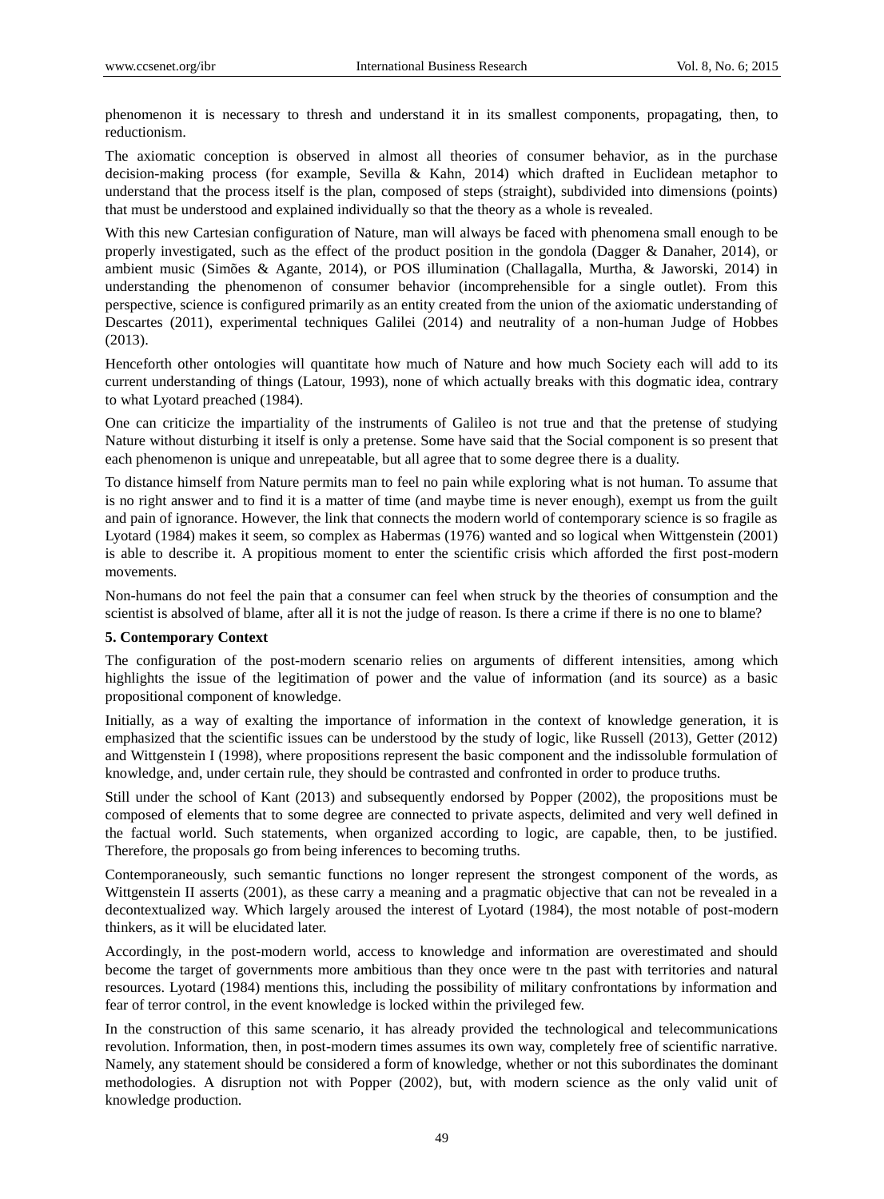phenomenon it is necessary to thresh and understand it in its smallest components, propagating, then, to reductionism.

The axiomatic conception is observed in almost all theories of consumer behavior, as in the purchase decision-making process (for example, Sevilla & Kahn, 2014) which drafted in Euclidean metaphor to understand that the process itself is the plan, composed of steps (straight), subdivided into dimensions (points) that must be understood and explained individually so that the theory as a whole is revealed.

With this new Cartesian configuration of Nature, man will always be faced with phenomena small enough to be properly investigated, such as the effect of the product position in the gondola (Dagger & Danaher, 2014), or ambient music (Simões & Agante, 2014), or POS illumination (Challagalla, Murtha, & Jaworski, 2014) in understanding the phenomenon of consumer behavior (incomprehensible for a single outlet). From this perspective, science is configured primarily as an entity created from the union of the axiomatic understanding of Descartes (2011), experimental techniques Galilei (2014) and neutrality of a non-human Judge of Hobbes (2013).

Henceforth other ontologies will quantitate how much of Nature and how much Society each will add to its current understanding of things (Latour, 1993), none of which actually breaks with this dogmatic idea, contrary to what Lyotard preached (1984).

One can criticize the impartiality of the instruments of Galileo is not true and that the pretense of studying Nature without disturbing it itself is only a pretense. Some have said that the Social component is so present that each phenomenon is unique and unrepeatable, but all agree that to some degree there is a duality.

To distance himself from Nature permits man to feel no pain while exploring what is not human. To assume that is no right answer and to find it is a matter of time (and maybe time is never enough), exempt us from the guilt and pain of ignorance. However, the link that connects the modern world of contemporary science is so fragile as Lyotard (1984) makes it seem, so complex as Habermas (1976) wanted and so logical when Wittgenstein (2001) is able to describe it. A propitious moment to enter the scientific crisis which afforded the first post-modern movements.

Non-humans do not feel the pain that a consumer can feel when struck by the theories of consumption and the scientist is absolved of blame, after all it is not the judge of reason. Is there a crime if there is no one to blame?

**5. Contemporary Context**

The configuration of the post-modern scenario relies on arguments of different intensities, among which highlights the issue of the legitimation of power and the value of information (and its source) as a basic propositional component of knowledge.

Initially, as a way of exalting the importance of information in the context of knowledge generation, it is emphasized that the scientific issues can be understood by the study of logic, like Russell (2013), Getter (2012) and Wittgenstein I (1998), where propositions represent the basic component and the indissoluble formulation of knowledge, and, under certain rule, they should be contrasted and confronted in order to produce truths.

Still under the school of Kant (2013) and subsequently endorsed by Popper (2002), the propositions must be composed of elements that to some degree are connected to private aspects, delimited and very well defined in the factual world. Such statements, when organized according to logic, are capable, then, to be justified. Therefore, the proposals go from being inferences to becoming truths.

Contemporaneously, such semantic functions no longer represent the strongest component of the words, as Wittgenstein II asserts (2001), as these carry a meaning and a pragmatic objective that can not be revealed in a decontextualized way. Which largely aroused the interest of Lyotard (1984), the most notable of post-modern thinkers, as it will be elucidated later.

Accordingly, in the post-modern world, access to knowledge and information are overestimated and should become the target of governments more ambitious than they once were tn the past with territories and natural resources. Lyotard (1984) mentions this, including the possibility of military confrontations by information and fear of terror control, in the event knowledge is locked within the privileged few.

In the construction of this same scenario, it has already provided the technological and telecommunications revolution. Information, then, in post-modern times assumes its own way, completely free of scientific narrative. Namely, any statement should be considered a form of knowledge, whether or not this subordinates the dominant methodologies. A disruption not with Popper (2002), but, with modern science as the only valid unit of knowledge production.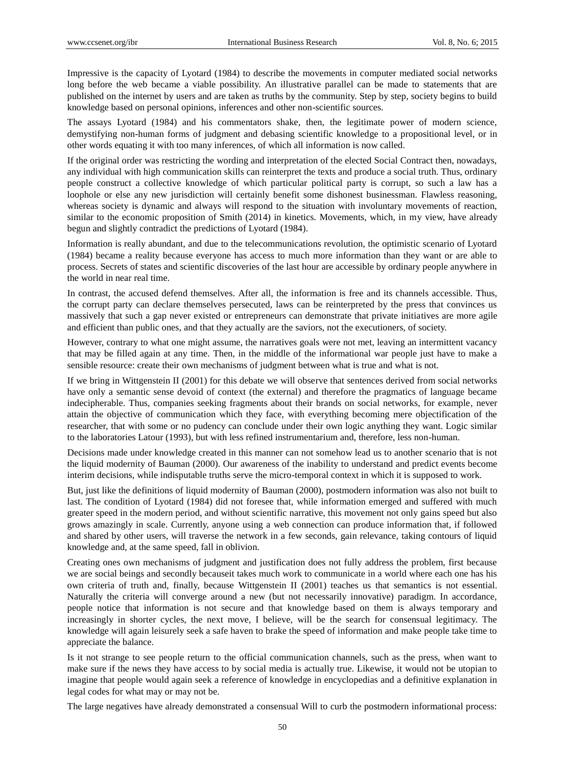Impressive is the capacity of Lyotard (1984) to describe the movements in computer mediated social networks long before the web became a viable possibility. An illustrative parallel can be made to statements that are published on the internet by users and are taken as truths by the community. Step by step, society begins to build knowledge based on personal opinions, inferences and other non-scientific sources.

The assays Lyotard (1984) and his commentators shake, then, the legitimate power of modern science, demystifying non-human forms of judgment and debasing scientific knowledge to a propositional level, or in other words equating it with too many inferences, of which all information is now called.

If the original order was restricting the wording and interpretation of the elected Social Contract then, nowadays, any individual with high communication skills can reinterpret the texts and produce a social truth. Thus, ordinary people construct a collective knowledge of which particular political party is corrupt, so such a law has a loophole or else any new jurisdiction will certainly benefit some dishonest businessman. Flawless reasoning, whereas society is dynamic and always will respond to the situation with involuntary movements of reaction, similar to the economic proposition of Smith (2014) in kinetics. Movements, which, in my view, have already begun and slightly contradict the predictions of Lyotard (1984).

Information is really abundant, and due to the telecommunications revolution, the optimistic scenario of Lyotard (1984) became a reality because everyone has access to much more information than they want or are able to process. Secrets of states and scientific discoveries of the last hour are accessible by ordinary people anywhere in the world in near real time.

In contrast, the accused defend themselves. After all, the information is free and its channels accessible. Thus, the corrupt party can declare themselves persecuted, laws can be reinterpreted by the press that convinces us massively that such a gap never existed or entrepreneurs can demonstrate that private initiatives are more agile and efficient than public ones, and that they actually are the saviors, not the executioners, of society.

However, contrary to what one might assume, the narratives goals were not met, leaving an intermittent vacancy that may be filled again at any time. Then, in the middle of the informational war people just have to make a sensible resource: create their own mechanisms of judgment between what is true and what is not.

If we bring in Wittgenstein II (2001) for this debate we will observe that sentences derived from social networks have only a semantic sense devoid of context (the external) and therefore the pragmatics of language became indecipherable. Thus, companies seeking fragments about their brands on social networks, for example, never attain the objective of communication which they face, with everything becoming mere objectification of the researcher, that with some or no pudency can conclude under their own logic anything they want. Logic similar to the laboratories Latour (1993), but with less refined instrumentarium and, therefore, less non-human.

Decisions made under knowledge created in this manner can not somehow lead us to another scenario that is not the liquid modernity of Bauman (2000). Our awareness of the inability to understand and predict events become interim decisions, while indisputable truths serve the micro-temporal context in which it is supposed to work.

But, just like the definitions of liquid modernity of Bauman (2000), postmodern information was also not built to last. The condition of Lyotard (1984) did not foresee that, while information emerged and suffered with much greater speed in the modern period, and without scientific narrative, this movement not only gains speed but also grows amazingly in scale. Currently, anyone using a web connection can produce information that, if followed and shared by other users, will traverse the network in a few seconds, gain relevance, taking contours of liquid knowledge and, at the same speed, fall in oblivion.

Creating ones own mechanisms of judgment and justification does not fully address the problem, first because we are social beings and secondly becauseit takes much work to communicate in a world where each one has his own criteria of truth and, finally, because Wittgenstein II (2001) teaches us that semantics is not essential. Naturally the criteria will converge around a new (but not necessarily innovative) paradigm. In accordance, people notice that information is not secure and that knowledge based on them is always temporary and increasingly in shorter cycles, the next move, I believe, will be the search for consensual legitimacy. The knowledge will again leisurely seek a safe haven to brake the speed of information and make people take time to appreciate the balance.

Is it not strange to see people return to the official communication channels, such as the press, when want to make sure if the news they have access to by social media is actually true. Likewise, it would not be utopian to imagine that people would again seek a reference of knowledge in encyclopedias and a definitive explanation in legal codes for what may or may not be.

The large negatives have already demonstrated a consensual Will to curb the postmodern informational process: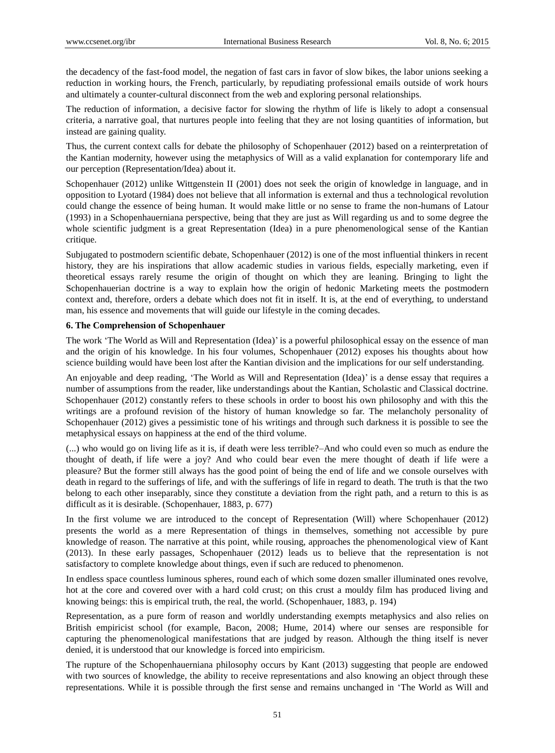the decadency of the fast-food model, the negation of fast cars in favor of slow bikes, the labor unions seeking a reduction in working hours, the French, particularly, by repudiating professional emails outside of work hours and ultimately a counter-cultural disconnect from the web and exploring personal relationships.

The reduction of information, a decisive factor for slowing the rhythm of life is likely to adopt a consensual criteria, a narrative goal, that nurtures people into feeling that they are not losing quantities of information, but instead are gaining quality.

Thus, the current context calls for debate the philosophy of Schopenhauer (2012) based on a reinterpretation of the Kantian modernity, however using the metaphysics of Will as a valid explanation for contemporary life and our perception (Representation/Idea) about it.

Schopenhauer (2012) unlike Wittgenstein II (2001) does not seek the origin of knowledge in language, and in opposition to Lyotard (1984) does not believe that all information is external and thus a technological revolution could change the essence of being human. It would make little or no sense to frame the non-humans of Latour (1993) in a Schopenhauerniana perspective, being that they are just as Will regarding us and to some degree the whole scientific judgment is a great Representation (Idea) in a pure phenomenological sense of the Kantian critique.

Subjugated to postmodern scientific debate, Schopenhauer (2012) is one of the most influential thinkers in recent history, they are his inspirations that allow academic studies in various fields, especially marketing, even if theoretical essays rarely resume the origin of thought on which they are leaning. Bringing to light the Schopenhauerian doctrine is a way to explain how the origin of hedonic Marketing meets the postmodern context and, therefore, orders a debate which does not fit in itself. It is, at the end of everything, to understand man, his essence and movements that will guide our lifestyle in the coming decades.

## 6. The Comprehension of Schopenhauer

The work 'The World as Will and Representation (Idea)' is a powerful philosophical essay on the essence of man and the origin of his knowledge. In his four volumes, Schopenhauer (2012) exposes his thoughts about how science building would have been lost after the Kantian division and the implications for our self understanding.

An enjoyable and deep reading, 'The World as Will and Representation (Idea)' is a dense essay that requires a number of assumptions from the reader, like understandings about the Kantian, Scholastic and Classical doctrine. Schopenhauer (2012) constantly refers to these schools in order to boost his own philosophy and with this the writings are a profound revision of the history of human knowledge so far. The melancholy personality of Schopenhauer (2012) gives a pessimistic tone of his writings and through such darkness it is possible to see the metaphysical essays on happiness at the end of the third volume.

(...) who would go on living life as it is, if death were less terrible?–And who could even so much as endure the thought of death, if life were a joy? And who could bear even the mere thought of death if life were a pleasure? But the former still always has the good point of being the end of life and we console ourselves with death in regard to the sufferings of life, and with the sufferings of life in regard to death. The truth is that the two belong to each other inseparably, since they constitute a deviation from the right path, and a return to this is as difficult as it is desirable. (Schopenhauer, 1883, p. 677)

In the first volume we are introduced to the concept of Representation (Will) where Schopenhauer (2012) presents the world as a mere Representation of things in themselves, something not accessible by pure knowledge of reason. The narrative at this point, while rousing, approaches the phenomenological view of Kant (2013). In these early passages, Schopenhauer (2012) leads us to believe that the representation is not satisfactory to complete knowledge about things, even if such are reduced to phenomenon.

In endless space countless luminous spheres, round each of which some dozen smaller illuminated ones revolve, hot at the core and covered over with a hard cold crust; on this crust a mouldy film has produced living and knowing beings: this is empirical truth, the real, the world. (Schopenhauer, 1883, p. 194)

Representation, as a pure form of reason and worldly understanding exempts metaphysics and also relies on British empiricist school (for example, Bacon, 2008; Hume, 2014) where our senses are responsible for capturing the phenomenological manifestations that are judged by reason. Although the thing itself is never denied, it is understood that our knowledge is forced into empiricism.

The rupture of the Schopenhauerniana philosophy occurs by Kant (2013) suggesting that people are endowed with two sources of knowledge, the ability to receive representations and also knowing an object through these representations. While it is possible through the first sense and remains unchanged in 'The World as Will and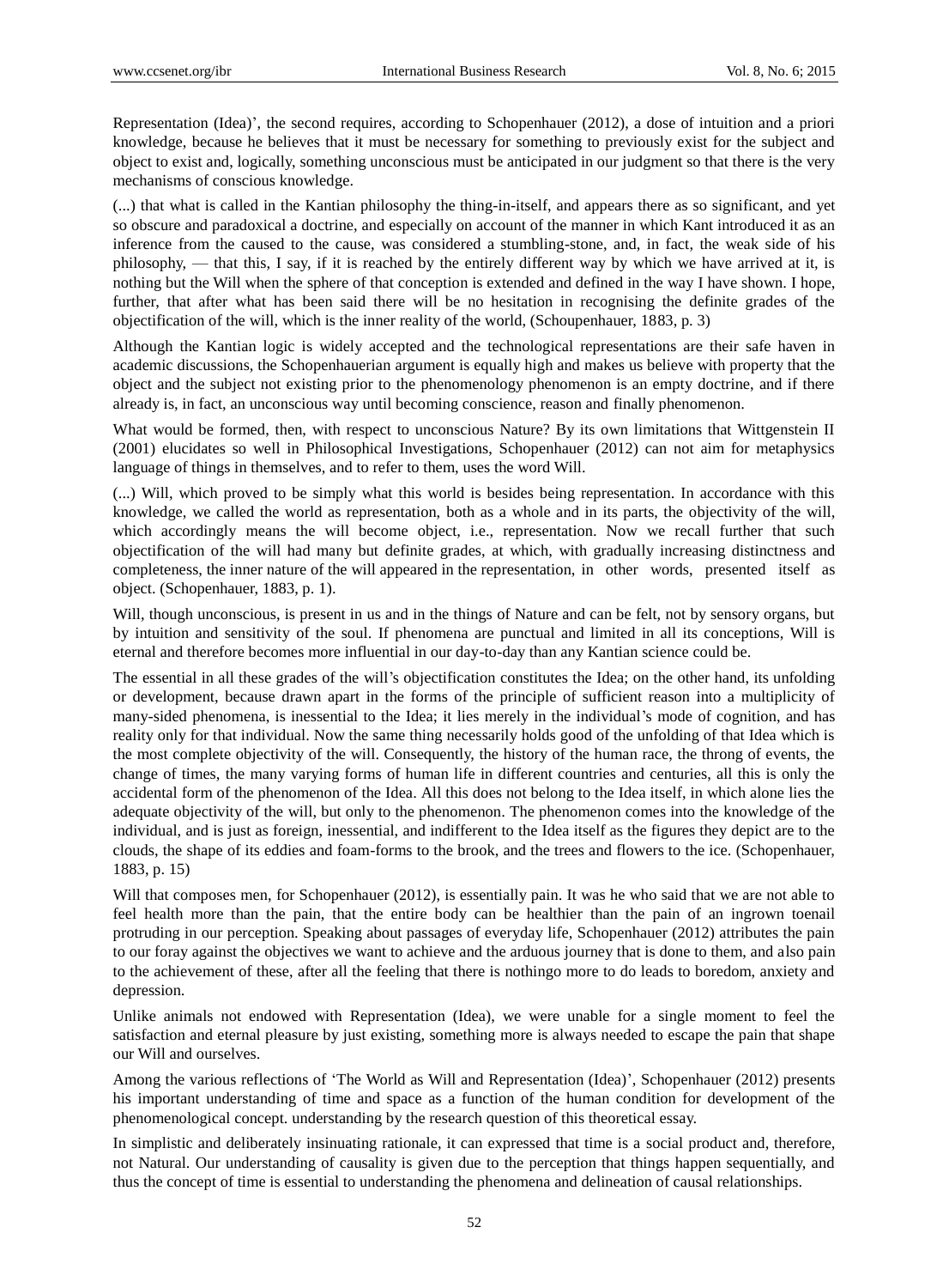Representation (Idea)', the second requires, according to Schopenhauer (2012), a dose of intuition and a priori knowledge, because he believes that it must be necessary for something to previously exist for the subject and object to exist and, logically, something unconscious must be anticipated in our judgment so that there is the very mechanisms of conscious knowledge.

(...) that what is called in the Kantian philosophy the thing-in-itself, and appears there as so significant, and yet so obscure and paradoxical a doctrine, and especially on account of the manner in which Kant introduced it as an inference from the caused to the cause, was considered a stumbling-stone, and, in fact, the weak side of his philosophy, — that this, I say, if it is reached by the entirely different way by which we have arrived at it, is nothing but the Will when the sphere of that conception is extended and defined in the way I have shown. I hope, further, that after what has been said there will be no hesitation in recognising the definite grades of the objectification of the will, which is the inner reality of the world, (Schoupenhauer, 1883, p. 3)

Although the Kantian logic is widely accepted and the technological representations are their safe haven in academic discussions, the Schopenhauerian argument is equally high and makes us believe with property that the object and the subject not existing prior to the phenomenology phenomenon is an empty doctrine, and if there already is, in fact, an unconscious way until becoming conscience, reason and finally phenomenon.

What would be formed, then, with respect to unconscious Nature? By its own limitations that Wittgenstein II (2001) elucidates so well in Philosophical Investigations, Schopenhauer (2012) can not aim for metaphysics language of things in themselves, and to refer to them, uses the word Will.

(...) Will, which proved to be simply what this world is besides being representation. In accordance with this knowledge, we called the world as representation, both as a whole and in its parts, the objectivity of the will, which accordingly means the will become object, i.e., representation. Now we recall further that such objectification of the will had many but definite grades, at which, with gradually increasing distinctness and completeness, the inner nature of the will appeared in the representation, in other words, presented itself as object. (Schopenhauer, 1883, p. 1).

Will, though unconscious, is present in us and in the things of Nature and can be felt, not by sensory organs, but by intuition and sensitivity of the soul. If phenomena are punctual and limited in all its conceptions, Will is eternal and therefore becomes more influential in our day-to-day than any Kantian science could be.

The essential in all these grades of the will's objectification constitutes the Idea; on the other hand, its unfolding or development, because drawn apart in the forms of the principle of sufficient reason into a multiplicity of many-sided phenomena, is inessential to the Idea; it lies merely in the individual's mode of cognition, and has reality only for that individual. Now the same thing necessarily holds good of the unfolding of that Idea which is the most complete objectivity of the will. Consequently, the history of the human race, the throng of events, the change of times, the many varying forms of human life in different countries and centuries, all this is only the accidental form of the phenomenon of the Idea. All this does not belong to the Idea itself, in which alone lies the adequate objectivity of the will, but only to the phenomenon. The phenomenon comes into the knowledge of the individual, and is just as foreign, inessential, and indifferent to the Idea itself as the figures they depict are to the clouds, the shape of its eddies and foam-forms to the brook, and the trees and flowers to the ice. (Schopenhauer, 1883, p. 15)

Will that composes men, for Schopenhauer (2012), is essentially pain. It was he who said that we are not able to feel health more than the pain, that the entire body can be healthier than the pain of an ingrown toenail protruding in our perception. Speaking about passages of everyday life, Schopenhauer (2012) attributes the pain to our foray against the objectives we want to achieve and the arduous journey that is done to them, and also pain to the achievement of these, after all the feeling that there is nothingo more to do leads to boredom, anxiety and depression.

Unlike animals not endowed with Representation (Idea), we were unable for a single moment to feel the satisfaction and eternal pleasure by just existing, something more is always needed to escape the pain that shape our Will and ourselves.

Among the various reflections of 'The World as Will and Representation (Idea)', Schopenhauer (2012) presents his important understanding of time and space as a function of the human condition for development of the phenomenological concept. understanding by the research question of this theoretical essay.

In simplistic and deliberately insinuating rationale, it can expressed that time is a social product and, therefore, not Natural. Our understanding of causality is given due to the perception that things happen sequentially, and thus the concept of time is essential to understanding the phenomena and delineation of causal relationships.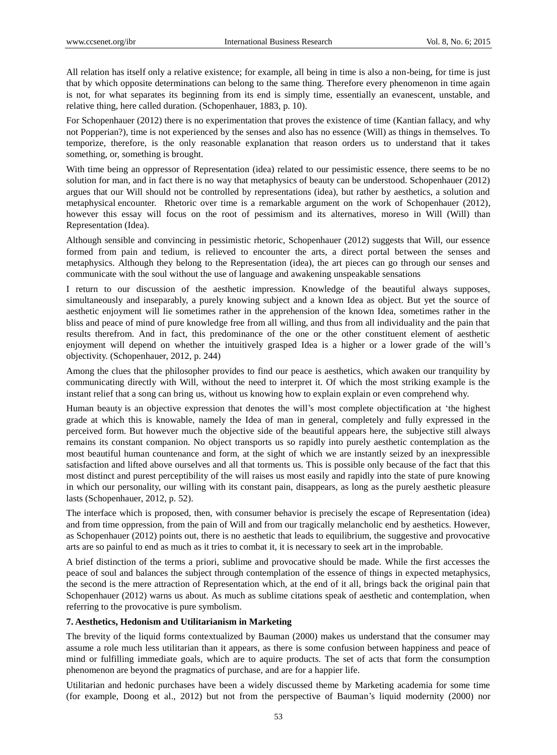All relation has itself only a relative existence; for example, all being in time is also a non-being, for time is just that by which opposite determinations can belong to the same thing. Therefore every phenomenon in time again is not, for what separates its beginning from its end is simply time, essentially an evanescent, unstable, and relative thing, here called duration. (Schopenhauer, 1883, p. 10).

For Schopenhauer (2012) there is no experimentation that proves the existence of time (Kantian fallacy, and why not Popperian?), time is not experienced by the senses and also has no essence (Will) as things in themselves. To temporize, therefore, is the only reasonable explanation that reason orders us to understand that it takes something, or, something is brought.

With time being an oppressor of Representation (idea) related to our pessimistic essence, there seems to be no solution for man, and in fact there is no way that metaphysics of beauty can be understood. Schopenhauer (2012) argues that our Will should not be controlled by representations (idea), but rather by aesthetics, a solution and metaphysical encounter. Rhetoric over time is a remarkable argument on the work of Schopenhauer (2012), however this essay will focus on the root of pessimism and its alternatives, moreso in Will (Will) than Representation (Idea).

Although sensible and convincing in pessimistic rhetoric, Schopenhauer (2012) suggests that Will, our essence formed from pain and tedium, is relieved to encounter the arts, a direct portal between the senses and metaphysics. Although they belong to the Representation (idea), the art pieces can go through our senses and communicate with the soul without the use of language and awakening unspeakable sensations

I return to our discussion of the aesthetic impression. Knowledge of the beautiful always supposes, simultaneously and inseparably, a purely knowing subject and a known Idea as object. But yet the source of aesthetic enjoyment will lie sometimes rather in the apprehension of the known Idea, sometimes rather in the bliss and peace of mind of pure knowledge free from all willing, and thus from all individuality and the pain that results therefrom. And in fact, this predominance of the one or the other constituent element of aesthetic enjoyment will depend on whether the intuitively grasped Idea is a higher or a lower grade of the will's objectivity. (Schopenhauer, 2012, p. 244)

Among the clues that the philosopher provides to find our peace is aesthetics, which awaken our tranquility by communicating directly with Will, without the need to interpret it. Of which the most striking example is the instant relief that a song can bring us, without us knowing how to explain explain or even comprehend why.

Human beauty is an objective expression that denotes the will's most complete objectification at 'the highest grade at which this is knowable, namely the Idea of man in general, completely and fully expressed in the perceived form. But however much the objective side of the beautiful appears here, the subjective still always remains its constant companion. No object transports us so rapidly into purely aesthetic contemplation as the most beautiful human countenance and form, at the sight of which we are instantly seized by an inexpressible satisfaction and lifted above ourselves and all that torments us. This is possible only because of the fact that this most distinct and purest perceptibility of the will raises us most easily and rapidly into the state of pure knowing in which our personality, our willing with its constant pain, disappears, as long as the purely aesthetic pleasure lasts (Schopenhauer, 2012, p. 52).

The interface which is proposed, then, with consumer behavior is precisely the escape of Representation (idea) and from time oppression, from the pain of Will and from our tragically melancholic end by aesthetics. However, as Schopenhauer (2012) points out, there is no aesthetic that leads to equilibrium, the suggestive and provocative arts are so painful to end as much as it tries to combat it, it is necessary to seek art in the improbable.

A brief distinction of the terms a priori, sublime and provocative should be made. While the first accesses the peace of soul and balances the subject through contemplation of the essence of things in expected metaphysics, the second is the mere attraction of Representation which, at the end of it all, brings back the original pain that Schopenhauer (2012) warns us about. As much as sublime citations speak of aesthetic and contemplation, when referring to the provocative is pure symbolism.

### 7. Aesthetics, Hedonism and Utilitarianism in Marketing

The brevity of the liquid forms contextualized by Bauman (2000) makes us understand that the consumer may assume a role much less utilitarian than it appears, as there is some confusion between happiness and peace of mind or fulfilling immediate goals, which are to aquire products. The set of acts that form the consumption phenomenon are beyond the pragmatics of purchase, and are for a happier life.

Utilitarian and hedonic purchases have been a widely discussed theme by Marketing academia for some time (for example, Doong et al., 2012) but not from the perspective of Bauman's liquid modernity (2000) nor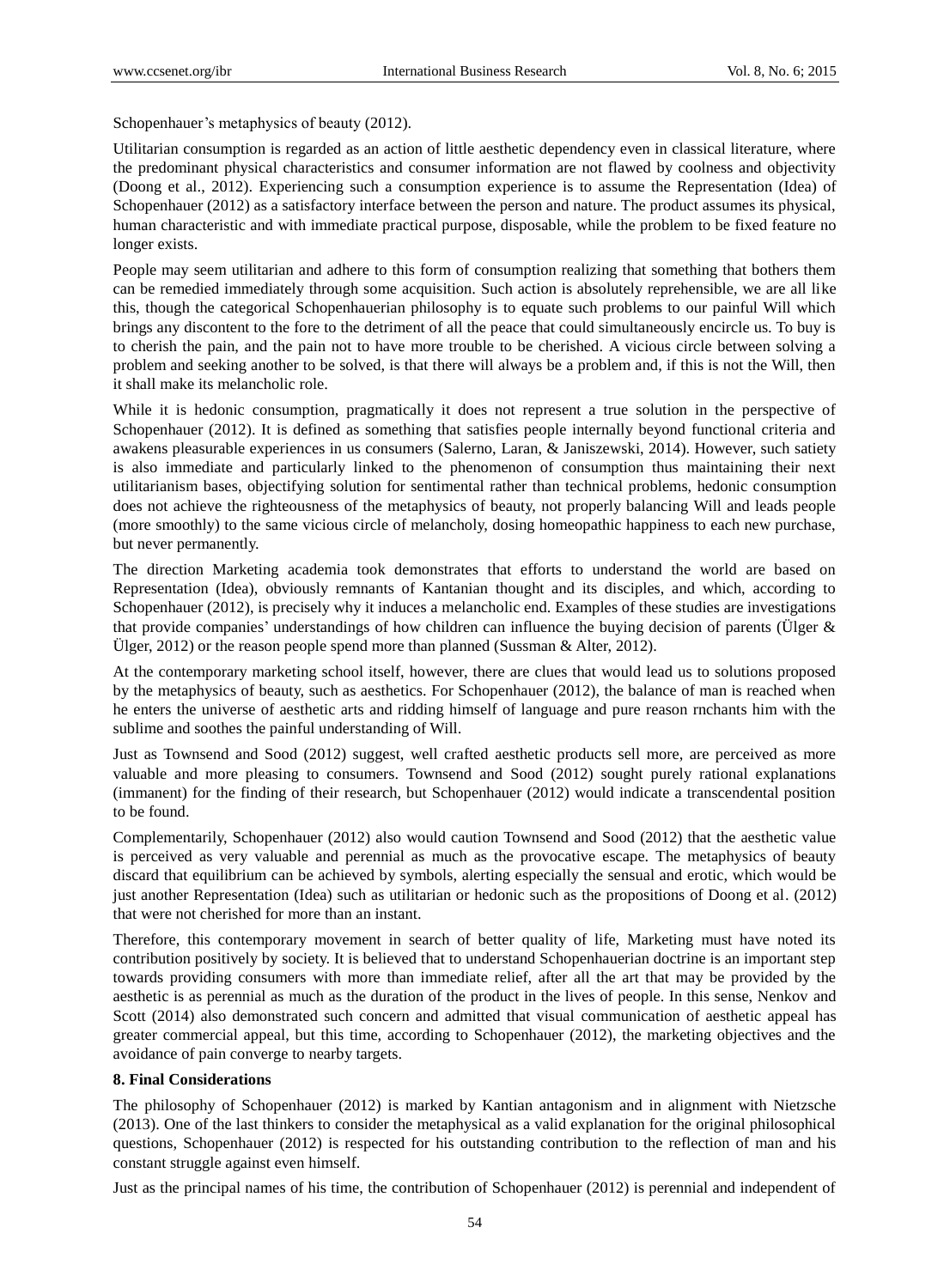Schopenhauer's metaphysics of beauty (2012).

Utilitarian consumption is regarded as an action of little aesthetic dependency even in classical literature, where the predominant physical characteristics and consumer information are not flawed by coolness and objectivity (Doong et al., 2012). Experiencing such a consumption experience is to assume the Representation (Idea) of Schopenhauer (2012) as a satisfactory interface between the person and nature. The product assumes its physical, human characteristic and with immediate practical purpose, disposable, while the problem to be fixed feature no longer exists.

People may seem utilitarian and adhere to this form of consumption realizing that something that bothers them can be remedied immediately through some acquisition. Such action is absolutely reprehensible, we are all like this, though the categorical Schopenhauerian philosophy is to equate such problems to our painful Will which brings any discontent to the fore to the detriment of all the peace that could simultaneously encircle us. To buy is to cherish the pain, and the pain not to have more trouble to be cherished. A vicious circle between solving a problem and seeking another to be solved, is that there will always be a problem and, if this is not the Will, then it shall make its melancholic role.

While it is hedonic consumption, pragmatically it does not represent a true solution in the perspective of Schopenhauer (2012). It is defined as something that satisfies people internally beyond functional criteria and awakens pleasurable experiences in us consumers (Salerno, Laran, & Janiszewski, 2014). However, such satiety is also immediate and particularly linked to the phenomenon of consumption thus maintaining their next utilitarianism bases, objectifying solution for sentimental rather than technical problems, hedonic consumption does not achieve the righteousness of the metaphysics of beauty, not properly balancing Will and leads people (more smoothly) to the same vicious circle of melancholy, dosing homeopathic happiness to each new purchase, but never permanently.

The direction Marketing academia took demonstrates that efforts to understand the world are based on Representation (Idea), obviously remnants of Kantanian thought and its disciples, and which, according to Schopenhauer (2012), is precisely why it induces a melancholic end. Examples of these studies are investigations that provide companies' understandings of how children can influence the buying decision of parents (Ülger & Ülger, 2012) or the reason people spend more than planned (Sussman & Alter, 2012).

At the contemporary marketing school itself, however, there are clues that would lead us to solutions proposed by the metaphysics of beauty, such as aesthetics. For Schopenhauer (2012), the balance of man is reached when he enters the universe of aesthetic arts and ridding himself of language and pure reason rnchants him with the sublime and soothes the painful understanding of Will.

Just as Townsend and Sood (2012) suggest, well crafted aesthetic products sell more, are perceived as more valuable and more pleasing to consumers. Townsend and Sood (2012) sought purely rational explanations (immanent) for the finding of their research, but Schopenhauer (2012) would indicate a transcendental position to be found.

Complementarily, Schopenhauer (2012) also would caution Townsend and Sood (2012) that the aesthetic value is perceived as very valuable and perennial as much as the provocative escape. The metaphysics of beauty discard that equilibrium can be achieved by symbols, alerting especially the sensual and erotic, which would be just another Representation (Idea) such as utilitarian or hedonic such as the propositions of Doong et al. (2012) that were not cherished for more than an instant.

Therefore, this contemporary movement in search of better quality of life, Marketing must have noted its contribution positively by society. It is believed that to understand Schopenhauerian doctrine is an important step towards providing consumers with more than immediate relief, after all the art that may be provided by the aesthetic is as perennial as much as the duration of the product in the lives of people. In this sense, Nenkov and Scott (2014) also demonstrated such concern and admitted that visual communication of aesthetic appeal has greater commercial appeal, but this time, according to Schopenhauer (2012), the marketing objectives and the avoidance of pain converge to nearby targets.

## 8. Final Considerations

The philosophy of Schopenhauer (2012) is marked by Kantian antagonism and in alignment with Nietzsche (2013). One of the last thinkers to consider the metaphysical as a valid explanation for the original philosophical questions, Schopenhauer (2012) is respected for his outstanding contribution to the reflection of man and his constant struggle against even himself.

Just as the principal names of his time, the contribution of Schopenhauer (2012) is perennial and independent of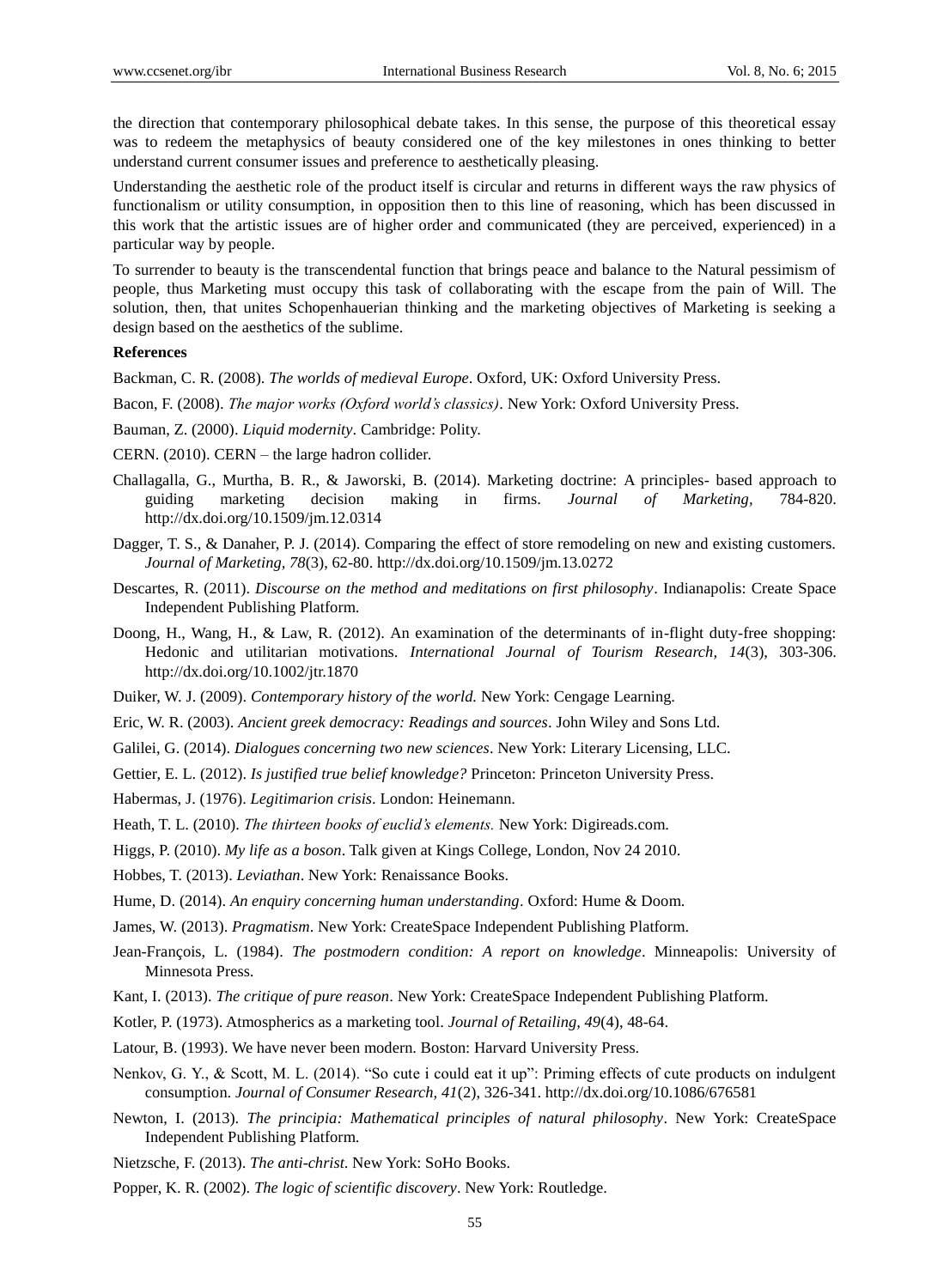the direction that contemporary philosophical debate takes. In this sense, the purpose of this theoretical essay was to redeem the metaphysics of beauty considered one of the key milestones in ones thinking to better understand current consumer issues and preference to aesthetically pleasing.

Understanding the aesthetic role of the product itself is circular and returns in different ways the raw physics of functionalism or utility consumption, in opposition then to this line of reasoning, which has been discussed in this work that the artistic issues are of higher order and communicated (they are perceived, experienced) in a particular way by people.

To surrender to beauty is the transcendental function that brings peace and balance to the Natural pessimism of people, thus Marketing must occupy this task of collaborating with the escape from the pain of Will. The solution, then, that unites Schopenhauerian thinking and the marketing objectives of Marketing is seeking a design based on the aesthetics of the sublime.

**References**

Backman, C. R. (2008). *The worlds of medieval Europe*. Oxford, UK: Oxford University Press.

Bacon, F. (2008). *The major works (Oxford world's classics)*. New York: Oxford University Press.

Bauman, Z. (2000). *Liquid modernity*. Cambridge: Polity.

CERN. (2010). CERN – the large hadron collider.

Challagalla, G., Murtha, B. R., & Jaworski, B. (2014). Marketing doctrine: A principles- based approach to guiding marketing decision making in firms. *Journal of Marketing*, 784-820. http://dx.doi.org/10.1509/jm.12.0314

Dagger, T. S., & Danaher, P. J. (2014). Comparing the effect of store remodeling on new and existing customers. *Journal of Marketing, 78*(3), 62-80. http://dx.doi.org/10.1509/jm.13.0272

Descartes, R. (2011). *Discourse on the method and meditations on first philosophy*. Indianapolis: Create Space Independent Publishing Platform.

Doong, H., Wang, H., & Law, R. (2012). An examination of the determinants of in-flight duty-free shopping: Hedonic and utilitarian motivations. *International Journal of Tourism Research, 14*(3), 303-306. http://dx.doi.org/10.1002/jtr.1870

Duiker, W. J. (2009). *Contemporary history of the world.* New York: Cengage Learning.

Eric, W. R. (2003). *Ancient greek democracy: Readings and sources*. John Wiley and Sons Ltd.

Galilei, G. (2014). *Dialogues concerning two new sciences*. New York: Literary Licensing, LLC.

Gettier, E. L. (2012). *Is justified true belief knowledge?* Princeton: Princeton University Press.

Habermas, J. (1976). *Legitimarion crisis*. London: Heinemann.

Heath, T. L. (2010). *The thirteen books of euclid's elements.* New York: Digireads.com.

Higgs, P. (2010). *My life as a boson*. Talk given at Kings College, London, Nov 24 2010.

Hobbes, T. (2013). *Leviathan*. New York: Renaissance Books.

Hume, D. (2014). *An enquiry concerning human understanding*. Oxford: Hume & Doom.

James, W. (2013). *Pragmatism*. New York: CreateSpace Independent Publishing Platform.

Jean-François, L. (1984). *The postmodern condition: A report on knowledge*. Minneapolis: University of Minnesota Press.

Kant, I. (2013). *The critique of pure reason*. New York: CreateSpace Independent Publishing Platform.

Kotler, P. (1973). Atmospherics as a marketing tool. *Journal of Retailing, 49*(4), 48-64.

Latour, B. (1993). We have never been modern. Boston: Harvard University Press.

Nenkov, G. Y., & Scott, M. L. (2014). "So cute i could eat it up": Priming effects of cute products on indulgent consumption. *Journal of Consumer Research, 41*(2), 326-341. http://dx.doi.org/10.1086/676581

Newton, I. (2013). *The principia: Mathematical principles of natural philosophy*. New York: CreateSpace Independent Publishing Platform.

Nietzsche, F. (2013). *The anti-christ*. New York: SoHo Books.

Popper, K. R. (2002). *The logic of scientific discovery*. New York: Routledge.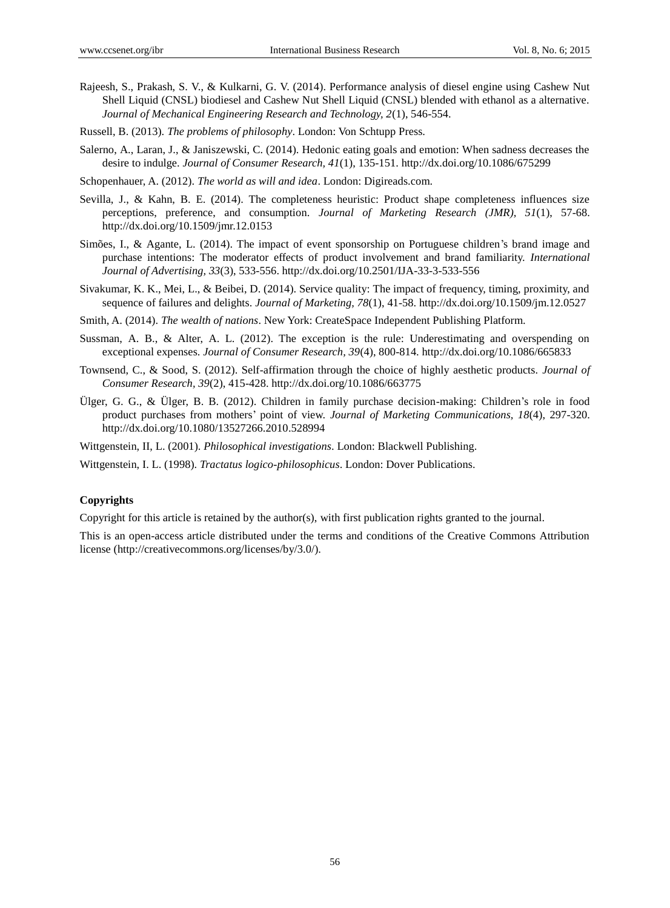Rajeesh, S., Prakash, S. V., & Kulkarni, G. V. (2014). Performance analysis of diesel engine using Cashew Nut Shell Liquid (CNSL) biodiesel and Cashew Nut Shell Liquid (CNSL) blended with ethanol as a alternative. *Journal of Mechanical Engineering Research and Technology, 2*(1), 546-554.

Russell, B. (2013). *The problems of philosophy*. London: Von Schtupp Press.

Salerno, A., Laran, J., & Janiszewski, C. (2014). Hedonic eating goals and emotion: When sadness decreases the desire to indulge. *Journal of Consumer Research, 41*(1), 135-151. http://dx.doi.org/10.1086/675299

Schopenhauer, A. (2012). *The world as will and idea*. London: Digireads.com.

Sevilla, J., & Kahn, B. E. (2014). The completeness heuristic: Product shape completeness influences size perceptions, preference, and consumption. *Journal of Marketing Research (JMR), 51*(1), 57-68. http://dx.doi.org/10.1509/jmr.12.0153

Simões, I., & Agante, L. (2014). The impact of event sponsorship on Portuguese children's brand image and purchase intentions: The moderator effects of product involvement and brand familiarity. *International Journal of Advertising, 33*(3), 533-556. http://dx.doi.org/10.2501/IJA-33-3-533-556

Sivakumar, K. K., Mei, L., & Beibei, D. (2014). Service quality: The impact of frequency, timing, proximity, and sequence of failures and delights. *Journal of Marketing, 78*(1), 41-58. http://dx.doi.org/10.1509/jm.12.0527

Smith, A. (2014). *The wealth of nations*. New York: CreateSpace Independent Publishing Platform.

Sussman, A. B., & Alter, A. L. (2012). The exception is the rule: Underestimating and overspending on exceptional expenses. *Journal of Consumer Research, 39*(4), 800-814. http://dx.doi.org/10.1086/665833

Townsend, C., & Sood, S. (2012). Self-affirmation through the choice of highly aesthetic products. *Journal of Consumer Research, 39*(2), 415-428. http://dx.doi.org/10.1086/663775

Ülger, G. G., & Ülger, B. B. (2012). Children in family purchase decision-making: Children's role in food product purchases from mothers' point of view. *Journal of Marketing Communications, 18*(4), 297-320. http://dx.doi.org/10.1080/13527266.2010.528994

Wittgenstein, II, L. (2001). *Philosophical investigations*. London: Blackwell Publishing.

Wittgenstein, I. L. (1998). *Tractatus logico-philosophicus*. London: Dover Publications.

### Copyrights

Copyright for this article is retained by the author(s), with first publication rights granted to the journal.

This is an open-access article distributed under the terms and conditions of the Creative Commons Attribution license (http://creativecommons.org/licenses/by/3.0/).